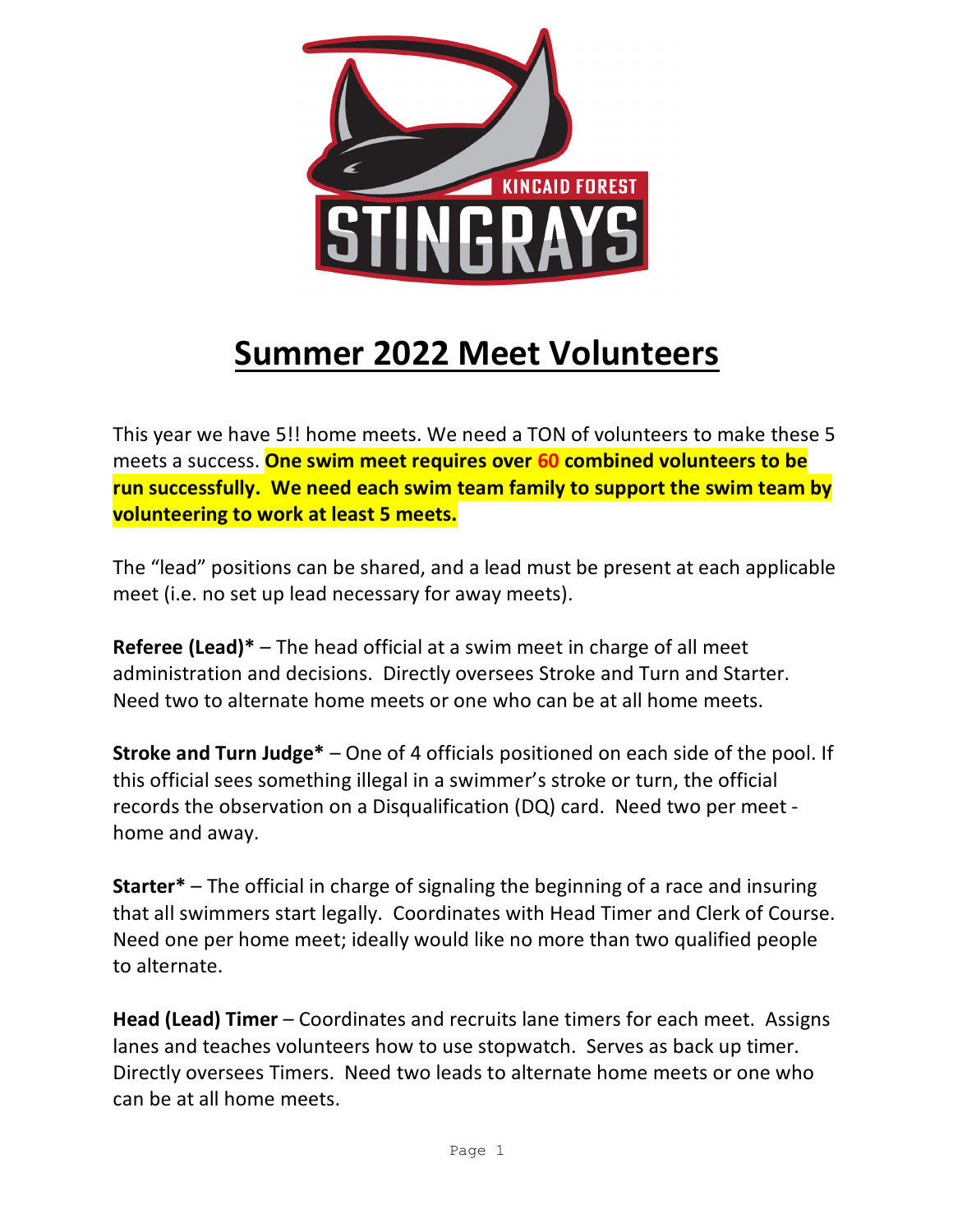# Summer 2022 Meet Volunteers

This year we have 5!! home meets. We need a TON of volunteers to make these 5 meets a success. **One swim meet requires over 60 combined volunteers to be run successfully. We need each swim team family to support the swim team by volunteering to work at least 5 meets.**

The "lead" positions can be shared, and a lead must be present at each applicable meet (i.e. no set up lead necessary for away meets).

**Referee (Lead)*** – The head official at a swim meet in charge of all meet administration and decisions. Directly oversees Stroke and Turn and Starter. Need two to alternate home meets or one who can be at all home meets.

**Stroke and Turn Judge*** – One of 4 officials positioned on each side of the pool. If this official sees something illegal in a swimmer's stroke or turn, the official records the observation on a Disqualification (DQ) card. Need two per meet - home and away.

**Starter*** – The official in charge of signaling the beginning of a race and insuring that all swimmers start legally. Coordinates with Head Timer and Clerk of Course. Need one per home meet; ideally would like no more than two qualified people to alternate.

**Head (Lead) Timer** – Coordinates and recruits lane timers for each meet. Assigns lanes and teaches volunteers how to use stopwatch. Serves as back up timer. Directly oversees Timers. Need two leads to alternate home meets or one who can be at all home meets.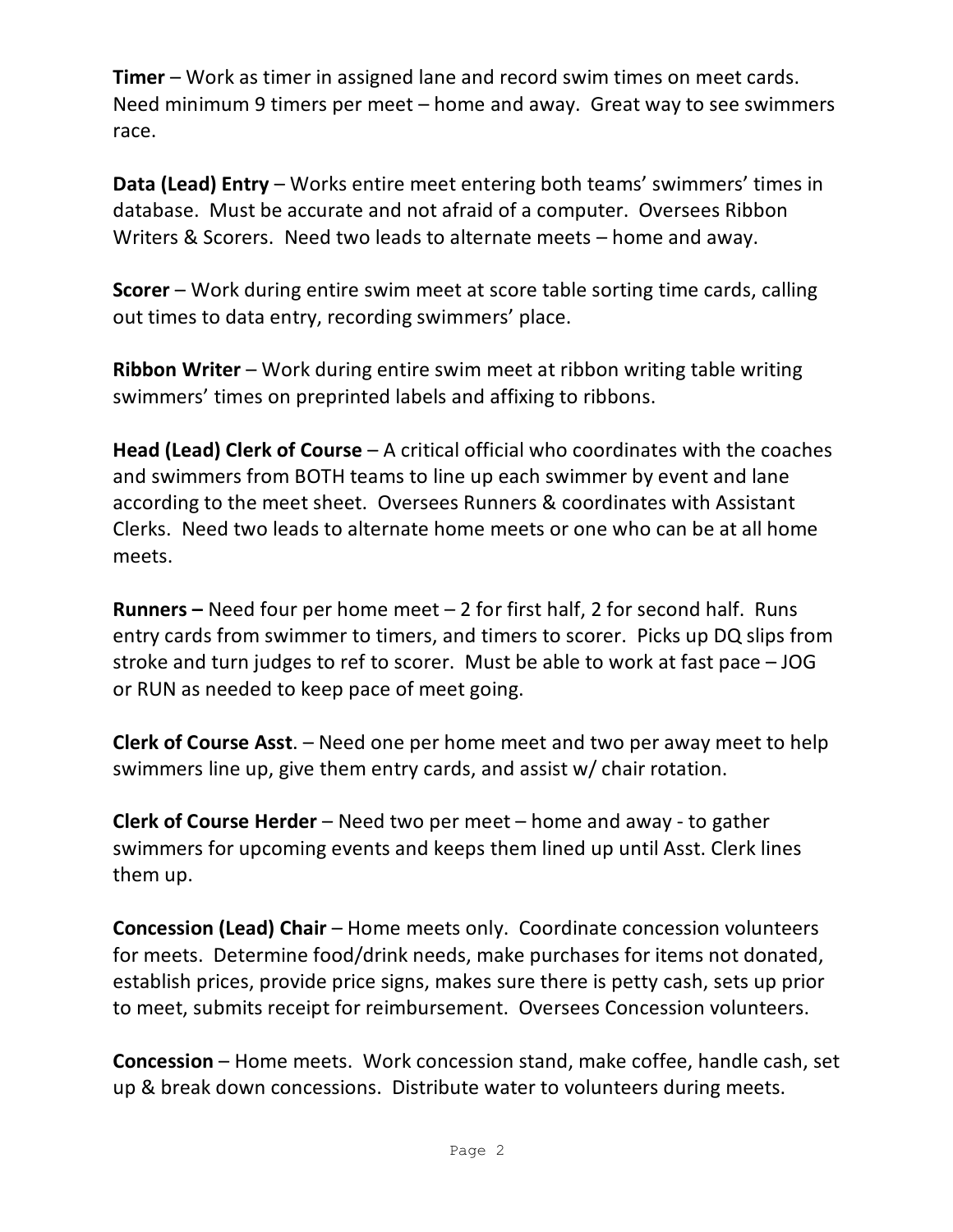**Timer** – Work as timer in assigned lane and record swim times on meet cards. Need minimum 9 timers per meet – home and away. Great way to see swimmers race.

**Data (Lead) Entry** – Works entire meet entering both teams' swimmers' times in database. Must be accurate and not afraid of a computer. Oversees Ribbon Writers & Scorers. Need two leads to alternate meets – home and away.

**Scorer** – Work during entire swim meet at score table sorting time cards, calling out times to data entry, recording swimmers' place.

**Ribbon Writer** – Work during entire swim meet at ribbon writing table writing swimmers' times on preprinted labels and affixing to ribbons.

**Head (Lead) Clerk of Course** – A critical official who coordinates with the coaches and swimmers from BOTH teams to line up each swimmer by event and lane according to the meet sheet. Oversees Runners & coordinates with Assistant Clerks. Need two leads to alternate home meets or one who can be at all home meets.

**Runners –** Need four per home meet – 2 for first half, 2 for second half. Runs entry cards from swimmer to timers, and timers to scorer. Picks up DQ slips from stroke and turn judges to ref to scorer. Must be able to work at fast pace – JOG or RUN as needed to keep pace of meet going.

**Clerk of Course Asst**. – Need one per home meet and two per away meet to help swimmers line up, give them entry cards, and assist w/ chair rotation.

**Clerk of Course Herder** – Need two per meet – home and away - to gather swimmers for upcoming events and keeps them lined up until Asst. Clerk lines them up.

**Concession (Lead) Chair** – Home meets only. Coordinate concession volunteers for meets. Determine food/drink needs, make purchases for items not donated, establish prices, provide price signs, makes sure there is petty cash, sets up prior to meet, submits receipt for reimbursement. Oversees Concession volunteers.

**Concession** – Home meets. Work concession stand, make coffee, handle cash, set up & break down concessions. Distribute water to volunteers during meets.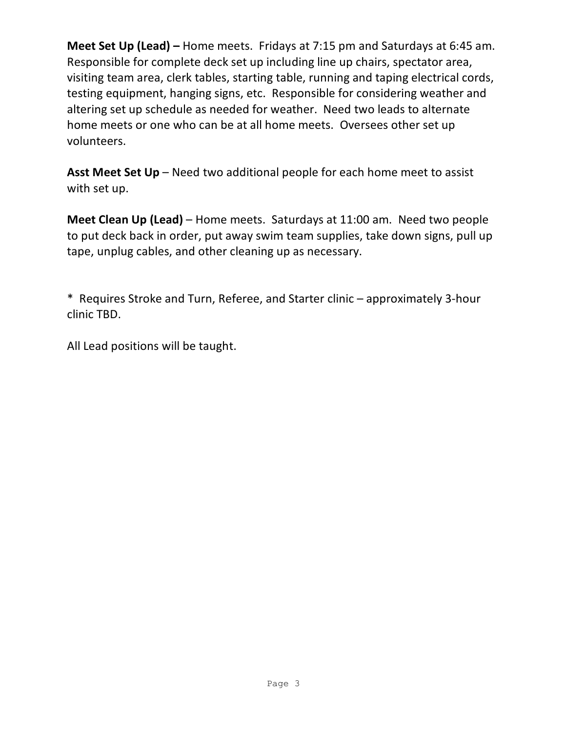**Meet Set Up (Lead) –** Home meets. Fridays at 7:15 pm and Saturdays at 6:45 am. Responsible for complete deck set up including line up chairs, spectator area, visiting team area, clerk tables, starting table, running and taping electrical cords, testing equipment, hanging signs, etc. Responsible for considering weather and altering set up schedule as needed for weather. Need two leads to alternate home meets or one who can be at all home meets. Oversees other set up volunteers.

**Asst Meet Set Up** – Need two additional people for each home meet to assist with set up.

**Meet Clean Up (Lead)** – Home meets. Saturdays at 11:00 am. Need two people to put deck back in order, put away swim team supplies, take down signs, pull up tape, unplug cables, and other cleaning up as necessary.

* Requires Stroke and Turn, Referee, and Starter clinic – approximately 3-hour clinic TBD.

All Lead positions will be taught.